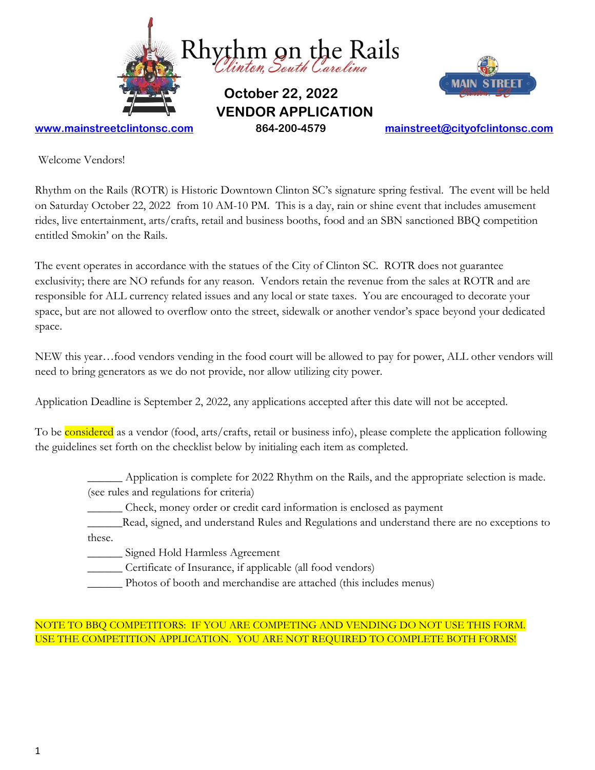# Rhythm on the Rails

*Clinton, South Carolina*

## October 22, 2022
## VENDOR APPLICATION

www.mainstreetclintonsc.com    864-200-4579    mainstreet@cityofclintonsc.com

Welcome Vendors!

Rhythm on the Rails (ROTR) is Historic Downtown Clinton SC's signature spring festival. The event will be held on Saturday October 22, 2022 from 10 AM-10 PM. This is a day, rain or shine event that includes amusement rides, live entertainment, arts/crafts, retail and business booths, food and an SBN sanctioned BBQ competition entitled Smokin' on the Rails.

The event operates in accordance with the statues of the City of Clinton SC. ROTR does not guarantee exclusivity; there are NO refunds for any reason. Vendors retain the revenue from the sales at ROTR and are responsible for ALL currency related issues and any local or state taxes. You are encouraged to decorate your space, but are not allowed to overflow onto the street, sidewalk or another vendor's space beyond your dedicated space.

NEW this year…food vendors vending in the food court will be allowed to pay for power, ALL other vendors will need to bring generators as we do not provide, nor allow utilizing city power.

Application Deadline is September 2, 2022, any applications accepted after this date will not be accepted.

To be considered as a vendor (food, arts/crafts, retail or business info), please complete the application following the guidelines set forth on the checklist below by initialing each item as completed.

______ Application is complete for 2022 Rhythm on the Rails, and the appropriate selection is made. (see rules and regulations for criteria)

______ Check, money order or credit card information is enclosed as payment

______Read, signed, and understand Rules and Regulations and understand there are no exceptions to these.

______ Signed Hold Harmless Agreement

______ Certificate of Insurance, if applicable (all food vendors)

______ Photos of booth and merchandise are attached (this includes menus)

NOTE TO BBQ COMPETITORS: IF YOU ARE COMPETING AND VENDING DO NOT USE THIS FORM. USE THE COMPETITION APPLICATION. YOU ARE NOT REQUIRED TO COMPLETE BOTH FORMS!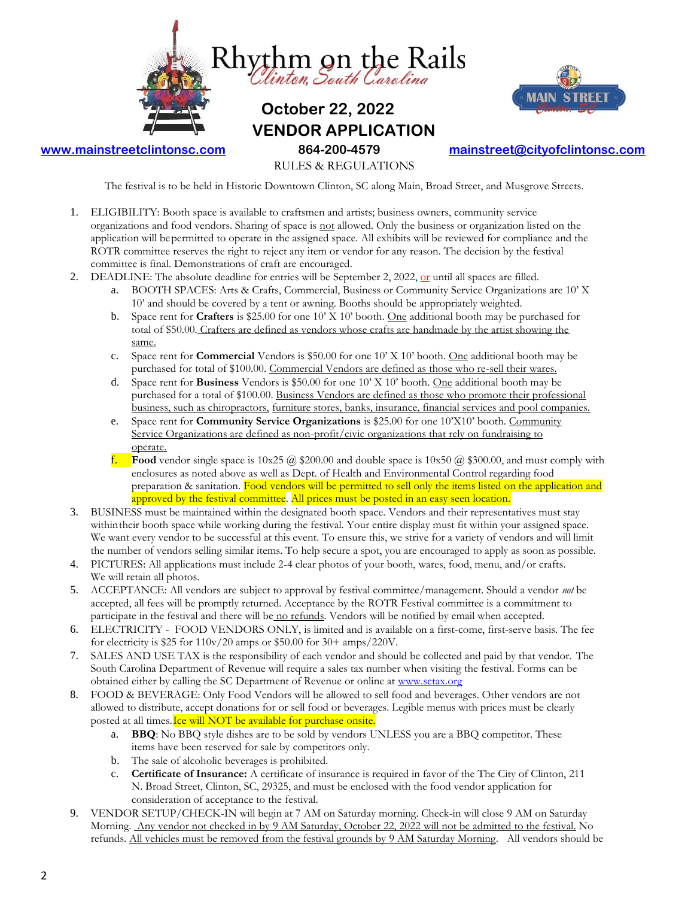# Rhythm on the Rails

*Clinton, South Carolina*

## October 22, 2022
## VENDOR APPLICATION

www.mainstreetclintonsc.com    864-200-4579    mainstreet@cityofclintonsc.com

RULES & REGULATIONS

The festival is to be held in Historic Downtown Clinton, SC along Main, Broad Street, and Musgrove Streets.

1. ELIGIBILITY: Booth space is available to craftsmen and artists; business owners, community service organizations and food vendors. Sharing of space is not allowed. Only the business or organization listed on the application will be permitted to operate in the assigned space. All exhibits will be reviewed for compliance and the ROTR committee reserves the right to reject any item or vendor for any reason. The decision by the festival committee is final. Demonstrations of craft are encouraged.
2. DEADLINE: The absolute deadline for entries will be September 2, 2022, or until all spaces are filled.
   a. BOOTH SPACES: Arts & Crafts, Commercial, Business or Community Service Organizations are 10' X 10' and should be covered by a tent or awning. Booths should be appropriately weighted.
   b. Space rent for **Crafters** is $25.00 for one 10' X 10' booth. One additional booth may be purchased for total of $50.00. Crafters are defined as vendors whose crafts are handmade by the artist showing the same.
   c. Space rent for **Commercial** Vendors is $50.00 for one 10' X 10' booth. One additional booth may be purchased for total of $100.00. Commercial Vendors are defined as those who re-sell their wares.
   d. Space rent for **Business** Vendors is $50.00 for one 10' X 10' booth. One additional booth may be purchased for a total of $100.00. Business Vendors are defined as those who promote their professional business, such as chiropractors, furniture stores, banks, insurance, financial services and pool companies.
   e. Space rent for **Community Service Organizations** is $25.00 for one 10'X10' booth. Community Service Organizations are defined as non-profit/civic organizations that rely on fundraising to operate.
   f. **Food** vendor single space is 10x25 @ $200.00 and double space is 10x50 @ $300.00, and must comply with enclosures as noted above as well as Dept. of Health and Environmental Control regarding food preparation & sanitation. Food vendors will be permitted to sell only the items listed on the application and approved by the festival committee. All prices must be posted in an easy seen location.
3. BUSINESS must be maintained within the designated booth space. Vendors and their representatives must stay within their booth space while working during the festival. Your entire display must fit within your assigned space. We want every vendor to be successful at this event. To ensure this, we strive for a variety of vendors and will limit the number of vendors selling similar items. To help secure a spot, you are encouraged to apply as soon as possible.
4. PICTURES: All applications must include 2-4 clear photos of your booth, wares, food, menu, and/or crafts. We will retain all photos.
5. ACCEPTANCE: All vendors are subject to approval by festival committee/management. Should a vendor *not* be accepted, all fees will be promptly returned. Acceptance by the ROTR Festival committee is a commitment to participate in the festival and there will be no refunds. Vendors will be notified by email when accepted.
6. ELECTRICITY - FOOD VENDORS ONLY, is limited and is available on a first-come, first-serve basis. The fee for electricity is $25 for 110v/20 amps or $50.00 for 30+ amps/220V.
7. SALES AND USE TAX is the responsibility of each vendor and should be collected and paid by that vendor. The South Carolina Department of Revenue will require a sales tax number when visiting the festival. Forms can be obtained either by calling the SC Department of Revenue or online at www.sctax.org
8. FOOD & BEVERAGE: Only Food Vendors will be allowed to sell food and beverages. Other vendors are not allowed to distribute, accept donations for or sell food or beverages. Legible menus with prices must be clearly posted at all times. Ice will NOT be available for purchase onsite.
   a. **BBQ**: No BBQ style dishes are to be sold by vendors UNLESS you are a BBQ competitor. These items have been reserved for sale by competitors only.
   b. The sale of alcoholic beverages is prohibited.
   c. **Certificate of Insurance:** A certificate of insurance is required in favor of the The City of Clinton, 211 N. Broad Street, Clinton, SC, 29325, and must be enclosed with the food vendor application for consideration of acceptance to the festival.
9. VENDOR SETUP/CHECK-IN will begin at 7 AM on Saturday morning. Check-in will close 9 AM on Saturday Morning. Any vendor not checked in by 9 AM Saturday, October 22, 2022 will not be admitted to the festival. No refunds. All vehicles must be removed from the festival grounds by 9 AM Saturday Morning. All vendors should be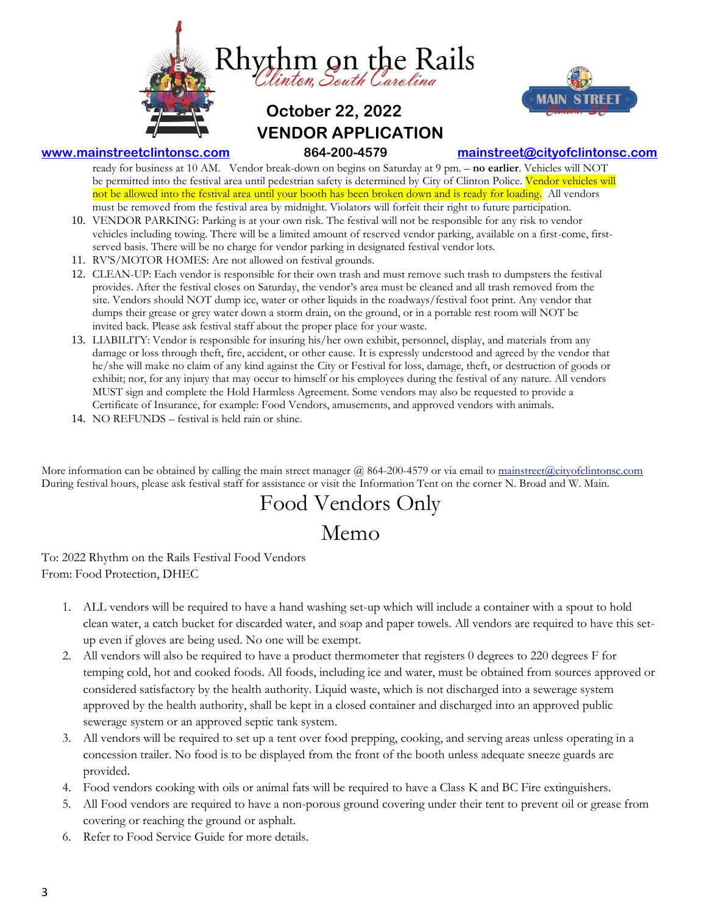ready for business at 10 AM. Vendor break-down on begins on Saturday at 9 pm. – **no earlier**. Vehicles will NOT be permitted into the festival area until pedestrian safety is determined by City of Clinton Police. Vendor vehicles will not be allowed into the festival area until your booth has been broken down and is ready for loading. All vendors must be removed from the festival area by midnight. Violators will forfeit their right to future participation.

10. VENDOR PARKING: Parking is at your own risk. The festival will not be responsible for any risk to vendor vehicles including towing. There will be a limited amount of reserved vendor parking, available on a first-come, first-served basis. There will be no charge for vendor parking in designated festival vendor lots.
11. RV'S/MOTOR HOMES: Are not allowed on festival grounds.
12. CLEAN-UP: Each vendor is responsible for their own trash and must remove such trash to dumpsters the festival provides. After the festival closes on Saturday, the vendor's area must be cleaned and all trash removed from the site. Vendors should NOT dump ice, water or other liquids in the roadways/festival foot print. Any vendor that dumps their grease or grey water down a storm drain, on the ground, or in a portable rest room will NOT be invited back. Please ask festival staff about the proper place for your waste.
13. LIABILITY: Vendor is responsible for insuring his/her own exhibit, personnel, display, and materials from any damage or loss through theft, fire, accident, or other cause. It is expressly understood and agreed by the vendor that he/she will make no claim of any kind against the City or Festival for loss, damage, theft, or destruction of goods or exhibit; nor, for any injury that may occur to himself or his employees during the festival of any nature. All vendors MUST sign and complete the Hold Harmless Agreement. Some vendors may also be requested to provide a Certificate of Insurance, for example: Food Vendors, amusements, and approved vendors with animals.
14. NO REFUNDS – festival is held rain or shine.

More information can be obtained by calling the main street manager @ 864-200-4579 or via email to mainstreet@cityofclintonsc.com
During festival hours, please ask festival staff for assistance or visit the Information Tent on the corner N. Broad and W. Main.

# Food Vendors Only

# Memo

To: 2022 Rhythm on the Rails Festival Food Vendors
From: Food Protection, DHEC

1. ALL vendors will be required to have a hand washing set-up which will include a container with a spout to hold clean water, a catch bucket for discarded water, and soap and paper towels. All vendors are required to have this set-up even if gloves are being used. No one will be exempt.
2. All vendors will also be required to have a product thermometer that registers 0 degrees to 220 degrees F for temping cold, hot and cooked foods. All foods, including ice and water, must be obtained from sources approved or considered satisfactory by the health authority. Liquid waste, which is not discharged into a sewerage system approved by the health authority, shall be kept in a closed container and discharged into an approved public sewerage system or an approved septic tank system.
3. All vendors will be required to set up a tent over food prepping, cooking, and serving areas unless operating in a concession trailer. No food is to be displayed from the front of the booth unless adequate sneeze guards are provided.
4. Food vendors cooking with oils or animal fats will be required to have a Class K and BC Fire extinguishers.
5. All Food vendors are required to have a non-porous ground covering under their tent to prevent oil or grease from covering or reaching the ground or asphalt.
6. Refer to Food Service Guide for more details.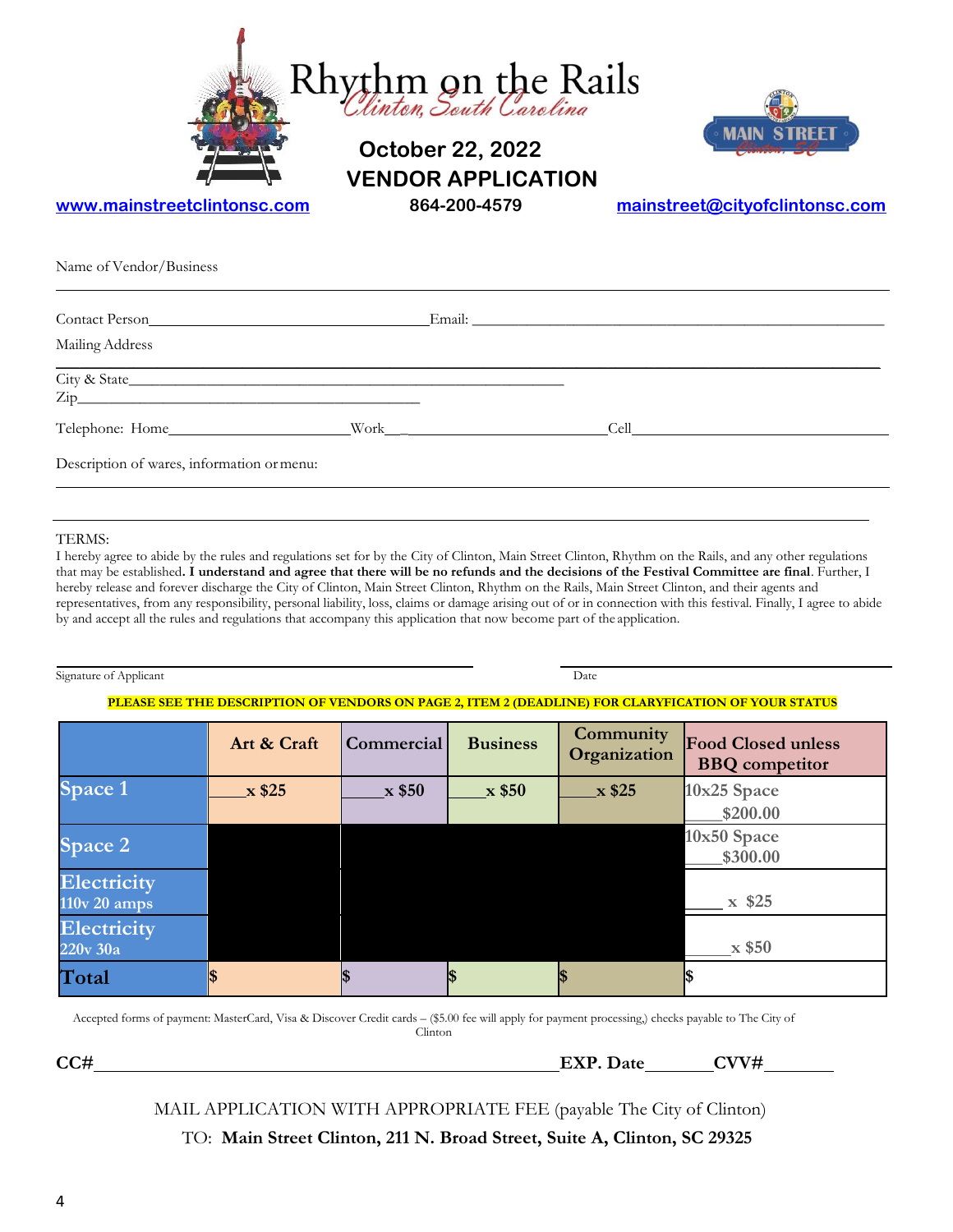# Rhythm on the Rails

*Clinton, South Carolina*

**October 22, 2022**

**VENDOR APPLICATION**

www.mainstreetclintonsc.com 864-200-4579 mainstreet@cityofclintonsc.com

Name of Vendor/Business

_______________________________________________

Contact Person_______________________ Email: _______________________

Mailing Address

_______________________________________________

City & State_______________________

Zip_______________________

Telephone: Home_______________ Work_______________ Cell_______________

Description of wares, information or menu:

_______________________________________________

_______________________________________________

TERMS:

I hereby agree to abide by the rules and regulations set for by the City of Clinton, Main Street Clinton, Rhythm on the Rails, and any other regulations that may be established. **I understand and agree that there will be no refunds and the decisions of the Festival Committee are final**. Further, I hereby release and forever discharge the City of Clinton, Main Street Clinton, Rhythm on the Rails, Main Street Clinton, and their agents and representatives, from any responsibility, personal liability, loss, claims or damage arising out of or in connection with this festival. Finally, I agree to abide by and accept all the rules and regulations that accompany this application that now become part of the application.

_______________________ _______________________

Signature of Applicant Date

**PLEASE SEE THE DESCRIPTION OF VENDORS ON PAGE 2, ITEM 2 (DEADLINE) FOR CLARYFICATION OF YOUR STATUS**

| | Art & Craft | Commercial | Business | Community Organization | Food Closed unless BBQ competitor |
|---|---|---|---|---|---|
| Space 1 | ____x $25 | ____x $50 | ____x $50 | ____x $25 | 10x25 Space ____$200.00 |
| Space 2 | | | | | 10x50 Space ____$300.00 |
| Electricity 110v 20 amps | | | | | ____ x $25 |
| Electricity 220v 30a | | | | | ____x $50 |
| Total | $ | $ | $ | $ | $ |

Accepted forms of payment: MasterCard, Visa & Discover Credit cards – ($5.00 fee will apply for payment processing,) checks payable to The City of Clinton

**CC#**_______________________ **EXP. Date**________ **CVV#**________

MAIL APPLICATION WITH APPROPRIATE FEE (payable The City of Clinton)

TO: **Main Street Clinton, 211 N. Broad Street, Suite A, Clinton, SC 29325**